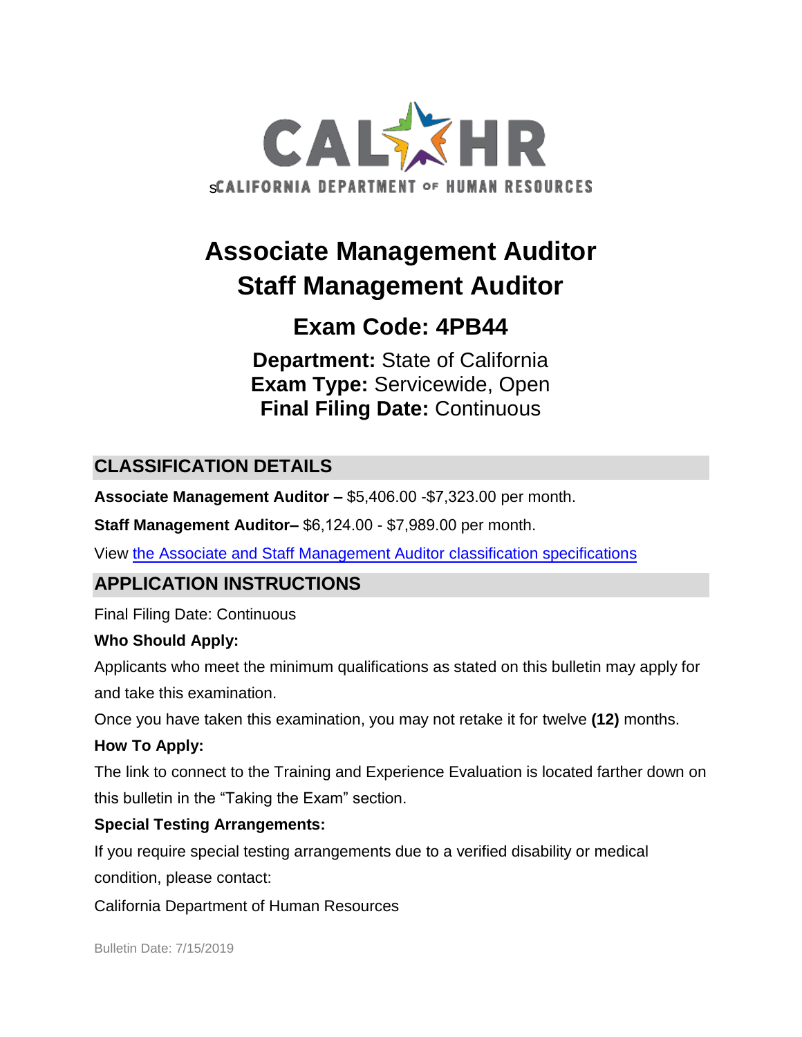# Associate Management Auditor
# Staff Management Auditor

## Exam Code: 4PB44

**Department:** State of California
**Exam Type:** Servicewide, Open
**Final Filing Date:** Continuous

## CLASSIFICATION DETAILS

**Associate Management Auditor –** $5,406.00 -$7,323.00 per month.

**Staff Management Auditor–** $6,124.00 - $7,989.00 per month.

View the Associate and Staff Management Auditor classification specifications

## APPLICATION INSTRUCTIONS

Final Filing Date: Continuous

**Who Should Apply:**

Applicants who meet the minimum qualifications as stated on this bulletin may apply for and take this examination.

Once you have taken this examination, you may not retake it for twelve **(12)** months.

**How To Apply:**

The link to connect to the Training and Experience Evaluation is located farther down on this bulletin in the "Taking the Exam" section.

**Special Testing Arrangements:**

If you require special testing arrangements due to a verified disability or medical condition, please contact:

California Department of Human Resources

Bulletin Date: 7/15/2019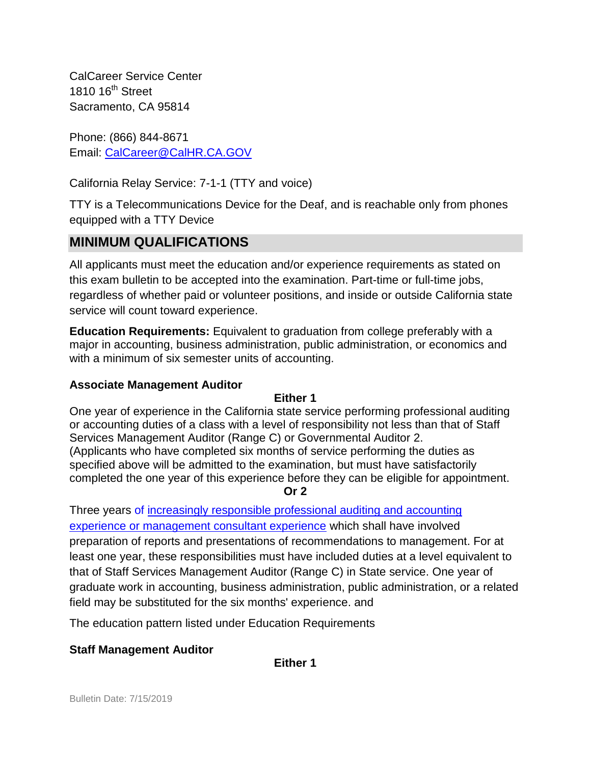CalCareer Service Center
1810 16th Street
Sacramento, CA 95814

Phone: (866) 844-8671
Email: CalCareer@CalHR.CA.GOV

California Relay Service: 7-1-1 (TTY and voice)

TTY is a Telecommunications Device for the Deaf, and is reachable only from phones equipped with a TTY Device

## MINIMUM QUALIFICATIONS

All applicants must meet the education and/or experience requirements as stated on this exam bulletin to be accepted into the examination. Part-time or full-time jobs, regardless of whether paid or volunteer positions, and inside or outside California state service will count toward experience.

**Education Requirements:** Equivalent to graduation from college preferably with a major in accounting, business administration, public administration, or economics and with a minimum of six semester units of accounting.

**Associate Management Auditor**

**Either 1**

One year of experience in the California state service performing professional auditing or accounting duties of a class with a level of responsibility not less than that of Staff Services Management Auditor (Range C) or Governmental Auditor 2.
(Applicants who have completed six months of service performing the duties as specified above will be admitted to the examination, but must have satisfactorily completed the one year of this experience before they can be eligible for appointment.

**Or 2**

Three years of increasingly responsible professional auditing and accounting experience or management consultant experience which shall have involved preparation of reports and presentations of recommendations to management. For at least one year, these responsibilities must have included duties at a level equivalent to that of Staff Services Management Auditor (Range C) in State service. One year of graduate work in accounting, business administration, public administration, or a related field may be substituted for the six months' experience. and

The education pattern listed under Education Requirements

**Staff Management Auditor**

**Either 1**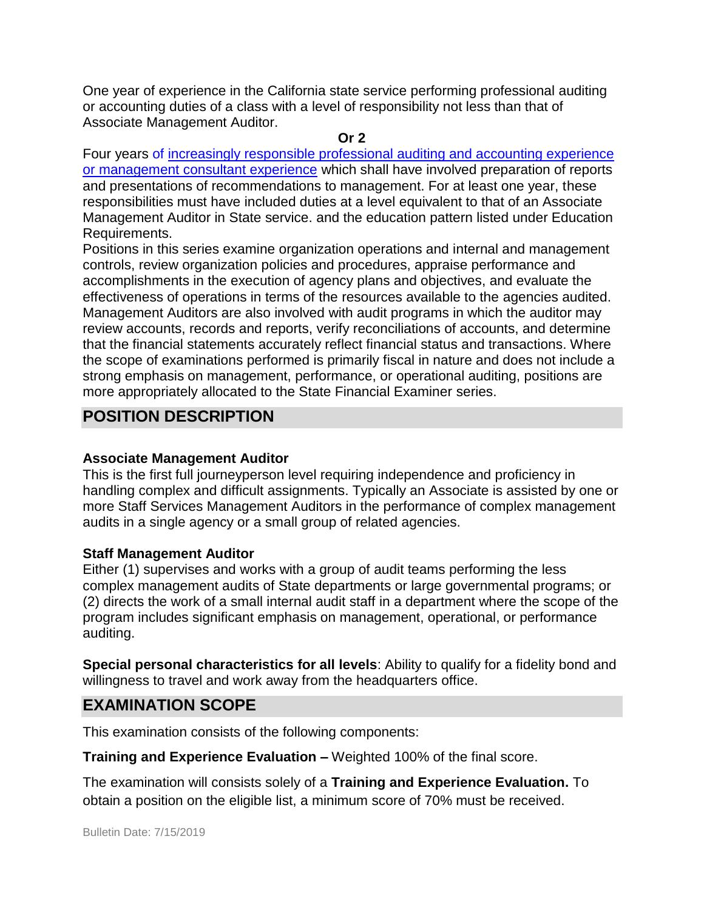One year of experience in the California state service performing professional auditing or accounting duties of a class with a level of responsibility not less than that of Associate Management Auditor.

**Or 2**

Four years of increasingly responsible professional auditing and accounting experience or management consultant experience which shall have involved preparation of reports and presentations of recommendations to management. For at least one year, these responsibilities must have included duties at a level equivalent to that of an Associate Management Auditor in State service. and the education pattern listed under Education Requirements.

Positions in this series examine organization operations and internal and management controls, review organization policies and procedures, appraise performance and accomplishments in the execution of agency plans and objectives, and evaluate the effectiveness of operations in terms of the resources available to the agencies audited. Management Auditors are also involved with audit programs in which the auditor may review accounts, records and reports, verify reconciliations of accounts, and determine that the financial statements accurately reflect financial status and transactions. Where the scope of examinations performed is primarily fiscal in nature and does not include a strong emphasis on management, performance, or operational auditing, positions are more appropriately allocated to the State Financial Examiner series.

## POSITION DESCRIPTION

**Associate Management Auditor**

This is the first full journeyperson level requiring independence and proficiency in handling complex and difficult assignments. Typically an Associate is assisted by one or more Staff Services Management Auditors in the performance of complex management audits in a single agency or a small group of related agencies.

**Staff Management Auditor**

Either (1) supervises and works with a group of audit teams performing the less complex management audits of State departments or large governmental programs; or (2) directs the work of a small internal audit staff in a department where the scope of the program includes significant emphasis on management, operational, or performance auditing.

**Special personal characteristics for all levels**: Ability to qualify for a fidelity bond and willingness to travel and work away from the headquarters office.

## EXAMINATION SCOPE

This examination consists of the following components:

**Training and Experience Evaluation –** Weighted 100% of the final score.

The examination will consists solely of a **Training and Experience Evaluation.** To obtain a position on the eligible list, a minimum score of 70% must be received.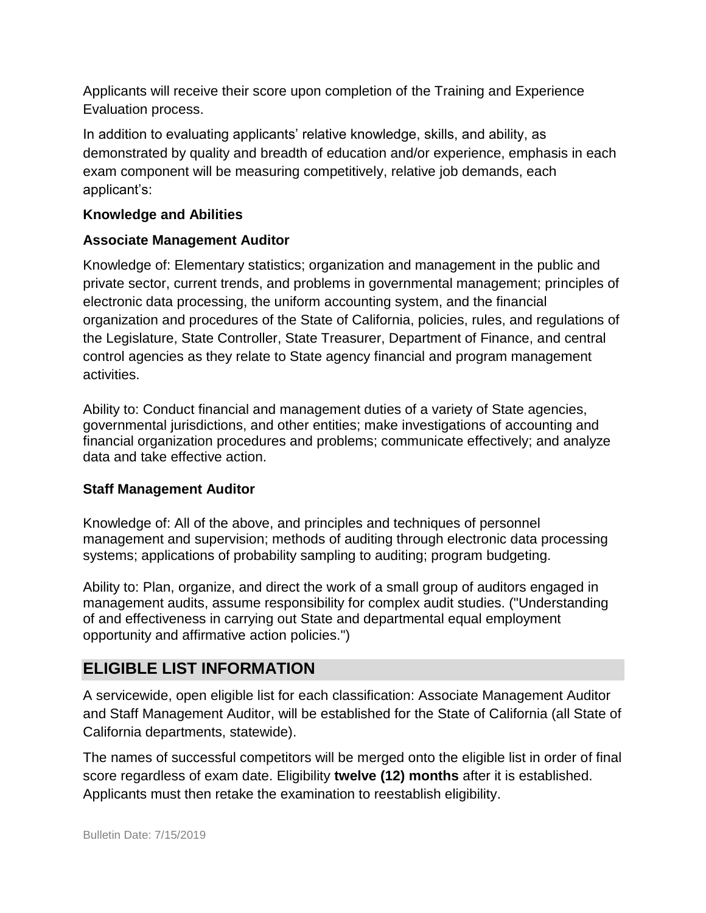Applicants will receive their score upon completion of the Training and Experience Evaluation process.

In addition to evaluating applicants' relative knowledge, skills, and ability, as demonstrated by quality and breadth of education and/or experience, emphasis in each exam component will be measuring competitively, relative job demands, each applicant's:

**Knowledge and Abilities**

**Associate Management Auditor**

Knowledge of: Elementary statistics; organization and management in the public and private sector, current trends, and problems in governmental management; principles of electronic data processing, the uniform accounting system, and the financial organization and procedures of the State of California, policies, rules, and regulations of the Legislature, State Controller, State Treasurer, Department of Finance, and central control agencies as they relate to State agency financial and program management activities.

Ability to: Conduct financial and management duties of a variety of State agencies, governmental jurisdictions, and other entities; make investigations of accounting and financial organization procedures and problems; communicate effectively; and analyze data and take effective action.

**Staff Management Auditor**

Knowledge of: All of the above, and principles and techniques of personnel management and supervision; methods of auditing through electronic data processing systems; applications of probability sampling to auditing; program budgeting.

Ability to: Plan, organize, and direct the work of a small group of auditors engaged in management audits, assume responsibility for complex audit studies. ("Understanding of and effectiveness in carrying out State and departmental equal employment opportunity and affirmative action policies.")

## ELIGIBLE LIST INFORMATION

A servicewide, open eligible list for each classification: Associate Management Auditor and Staff Management Auditor, will be established for the State of California (all State of California departments, statewide).

The names of successful competitors will be merged onto the eligible list in order of final score regardless of exam date. Eligibility **twelve (12) months** after it is established. Applicants must then retake the examination to reestablish eligibility.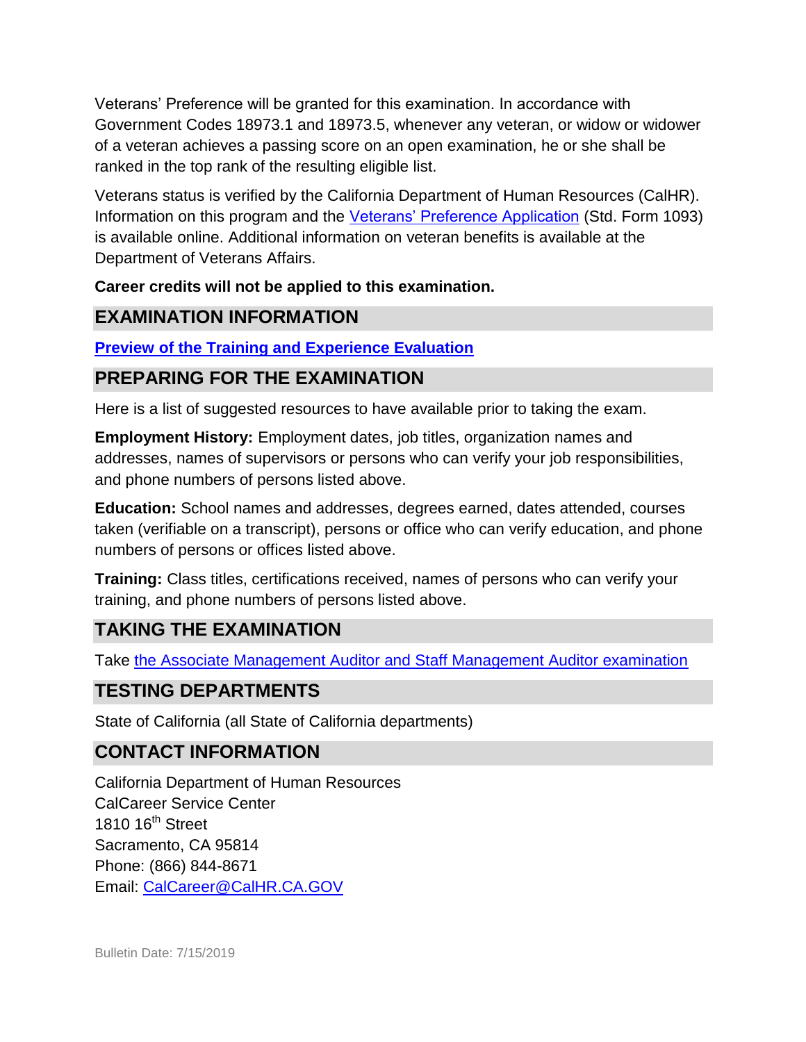Veterans' Preference will be granted for this examination. In accordance with Government Codes 18973.1 and 18973.5, whenever any veteran, or widow or widower of a veteran achieves a passing score on an open examination, he or she shall be ranked in the top rank of the resulting eligible list.

Veterans status is verified by the California Department of Human Resources (CalHR). Information on this program and the Veterans' Preference Application (Std. Form 1093) is available online. Additional information on veteran benefits is available at the Department of Veterans Affairs.

**Career credits will not be applied to this examination.**

## EXAMINATION INFORMATION

**Preview of the Training and Experience Evaluation**

## PREPARING FOR THE EXAMINATION

Here is a list of suggested resources to have available prior to taking the exam.

**Employment History:** Employment dates, job titles, organization names and addresses, names of supervisors or persons who can verify your job responsibilities, and phone numbers of persons listed above.

**Education:** School names and addresses, degrees earned, dates attended, courses taken (verifiable on a transcript), persons or office who can verify education, and phone numbers of persons or offices listed above.

**Training:** Class titles, certifications received, names of persons who can verify your training, and phone numbers of persons listed above.

## TAKING THE EXAMINATION

Take the Associate Management Auditor and Staff Management Auditor examination

## TESTING DEPARTMENTS

State of California (all State of California departments)

## CONTACT INFORMATION

California Department of Human Resources
CalCareer Service Center
1810 16th Street
Sacramento, CA 95814
Phone: (866) 844-8671
Email: CalCareer@CalHR.CA.GOV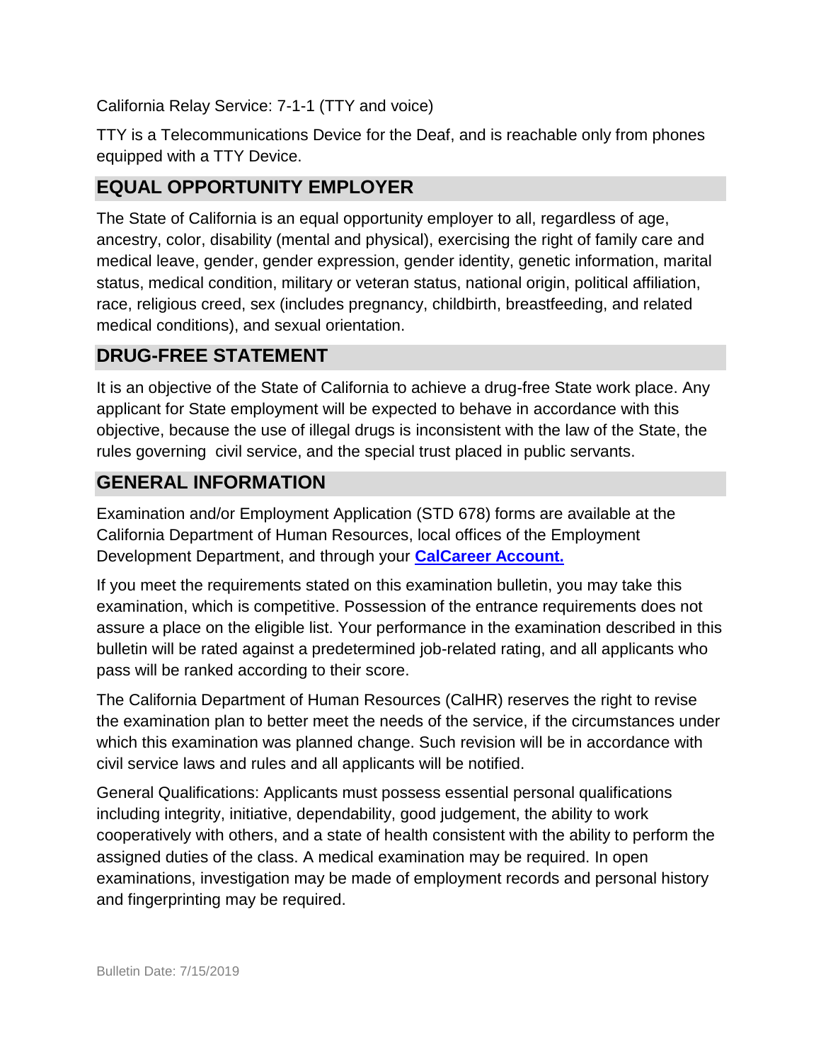California Relay Service: 7-1-1 (TTY and voice)

TTY is a Telecommunications Device for the Deaf, and is reachable only from phones equipped with a TTY Device.

## EQUAL OPPORTUNITY EMPLOYER

The State of California is an equal opportunity employer to all, regardless of age, ancestry, color, disability (mental and physical), exercising the right of family care and medical leave, gender, gender expression, gender identity, genetic information, marital status, medical condition, military or veteran status, national origin, political affiliation, race, religious creed, sex (includes pregnancy, childbirth, breastfeeding, and related medical conditions), and sexual orientation.

## DRUG-FREE STATEMENT

It is an objective of the State of California to achieve a drug-free State work place. Any applicant for State employment will be expected to behave in accordance with this objective, because the use of illegal drugs is inconsistent with the law of the State, the rules governing civil service, and the special trust placed in public servants.

## GENERAL INFORMATION

Examination and/or Employment Application (STD 678) forms are available at the California Department of Human Resources, local offices of the Employment Development Department, and through your **CalCareer Account.**

If you meet the requirements stated on this examination bulletin, you may take this examination, which is competitive. Possession of the entrance requirements does not assure a place on the eligible list. Your performance in the examination described in this bulletin will be rated against a predetermined job-related rating, and all applicants who pass will be ranked according to their score.

The California Department of Human Resources (CalHR) reserves the right to revise the examination plan to better meet the needs of the service, if the circumstances under which this examination was planned change. Such revision will be in accordance with civil service laws and rules and all applicants will be notified.

General Qualifications: Applicants must possess essential personal qualifications including integrity, initiative, dependability, good judgement, the ability to work cooperatively with others, and a state of health consistent with the ability to perform the assigned duties of the class. A medical examination may be required. In open examinations, investigation may be made of employment records and personal history and fingerprinting may be required.

Bulletin Date: 7/15/2019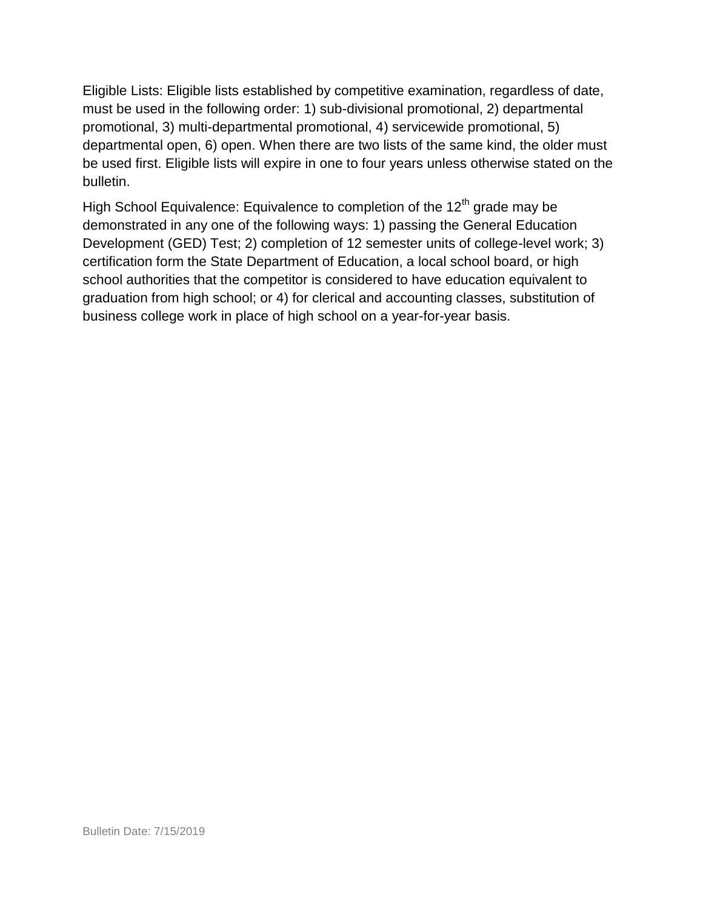Eligible Lists: Eligible lists established by competitive examination, regardless of date, must be used in the following order: 1) sub-divisional promotional, 2) departmental promotional, 3) multi-departmental promotional, 4) servicewide promotional, 5) departmental open, 6) open. When there are two lists of the same kind, the older must be used first. Eligible lists will expire in one to four years unless otherwise stated on the bulletin.

High School Equivalence: Equivalence to completion of the 12th grade may be demonstrated in any one of the following ways: 1) passing the General Education Development (GED) Test; 2) completion of 12 semester units of college-level work; 3) certification form the State Department of Education, a local school board, or high school authorities that the competitor is considered to have education equivalent to graduation from high school; or 4) for clerical and accounting classes, substitution of business college work in place of high school on a year-for-year basis.